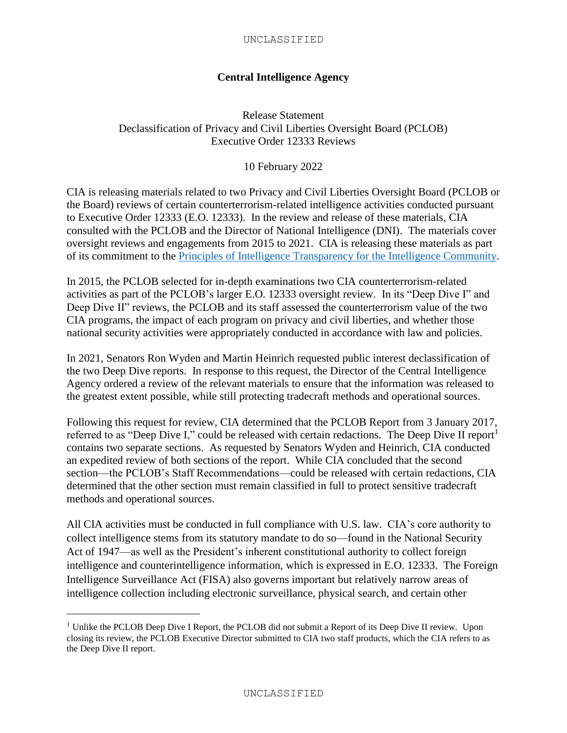**Central Intelligence Agency**

Release Statement
Declassification of Privacy and Civil Liberties Oversight Board (PCLOB)
Executive Order 12333 Reviews

10 February 2022

CIA is releasing materials related to two Privacy and Civil Liberties Oversight Board (PCLOB or the Board) reviews of certain counterterrorism-related intelligence activities conducted pursuant to Executive Order 12333 (E.O. 12333). In the review and release of these materials, CIA consulted with the PCLOB and the Director of National Intelligence (DNI). The materials cover oversight reviews and engagements from 2015 to 2021. CIA is releasing these materials as part of its commitment to the [Principles of Intelligence Transparency for the Intelligence Community](Principles of Intelligence Transparency for the Intelligence Community).

In 2015, the PCLOB selected for in-depth examinations two CIA counterterrorism-related activities as part of the PCLOB's larger E.O. 12333 oversight review. In its "Deep Dive I" and Deep Dive II" reviews, the PCLOB and its staff assessed the counterterrorism value of the two CIA programs, the impact of each program on privacy and civil liberties, and whether those national security activities were appropriately conducted in accordance with law and policies.

In 2021, Senators Ron Wyden and Martin Heinrich requested public interest declassification of the two Deep Dive reports. In response to this request, the Director of the Central Intelligence Agency ordered a review of the relevant materials to ensure that the information was released to the greatest extent possible, while still protecting tradecraft methods and operational sources.

Following this request for review, CIA determined that the PCLOB Report from 3 January 2017, referred to as "Deep Dive I," could be released with certain redactions. The Deep Dive II report[1] contains two separate sections. As requested by Senators Wyden and Heinrich, CIA conducted an expedited review of both sections of the report. While CIA concluded that the second section—the PCLOB's Staff Recommendations—could be released with certain redactions, CIA determined that the other section must remain classified in full to protect sensitive tradecraft methods and operational sources.

All CIA activities must be conducted in full compliance with U.S. law. CIA's core authority to collect intelligence stems from its statutory mandate to do so—found in the National Security Act of 1947—as well as the President's inherent constitutional authority to collect foreign intelligence and counterintelligence information, which is expressed in E.O. 12333. The Foreign Intelligence Surveillance Act (FISA) also governs important but relatively narrow areas of intelligence collection including electronic surveillance, physical search, and certain other

---

[1] Unlike the PCLOB Deep Dive I Report, the PCLOB did not submit a Report of its Deep Dive II review. Upon closing its review, the PCLOB Executive Director submitted to CIA two staff products, which the CIA refers to as the Deep Dive II report.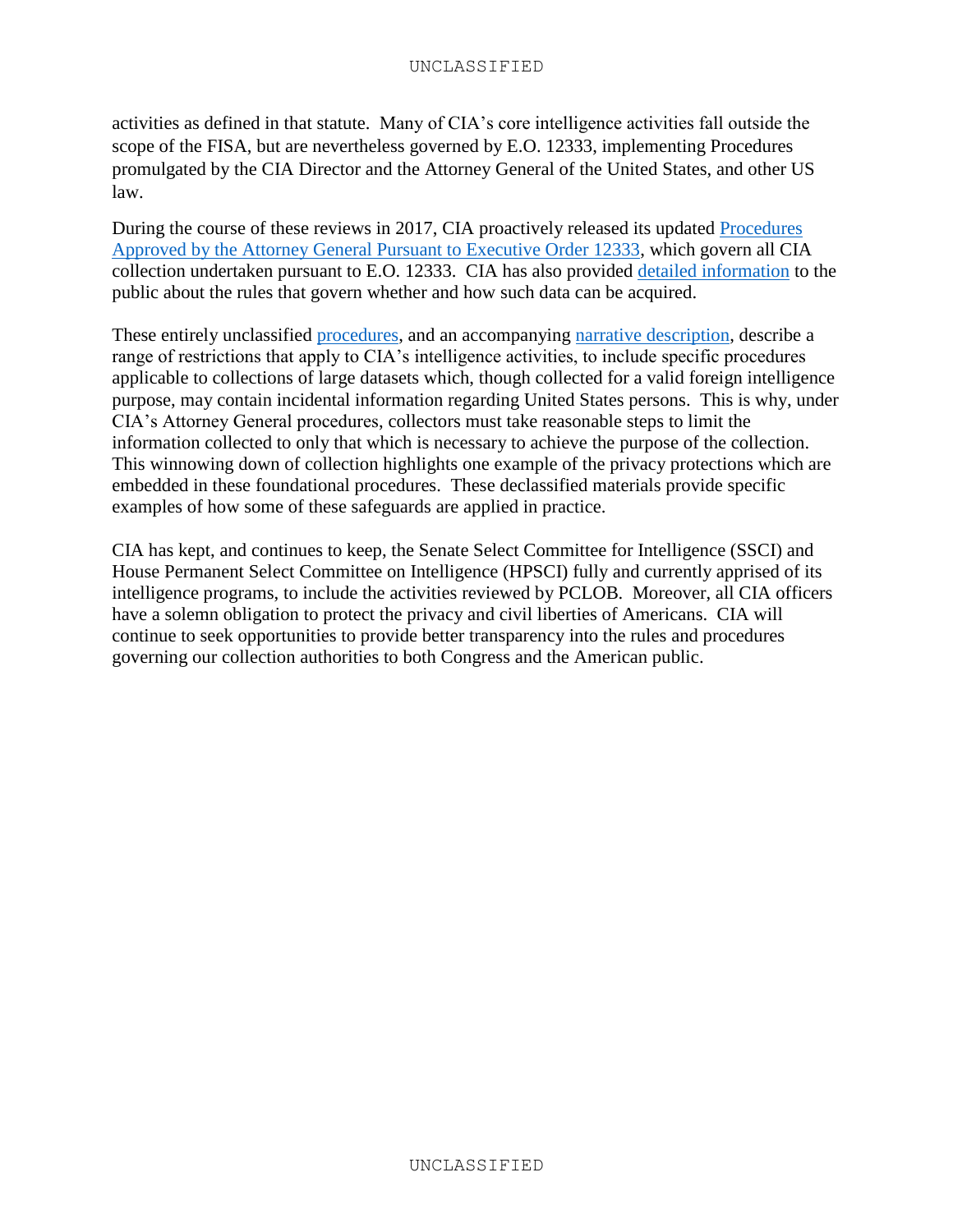activities as defined in that statute. Many of CIA's core intelligence activities fall outside the scope of the FISA, but are nevertheless governed by E.O. 12333, implementing Procedures promulgated by the CIA Director and the Attorney General of the United States, and other US law.

During the course of these reviews in 2017, CIA proactively released its updated Procedures Approved by the Attorney General Pursuant to Executive Order 12333, which govern all CIA collection undertaken pursuant to E.O. 12333. CIA has also provided detailed information to the public about the rules that govern whether and how such data can be acquired.

These entirely unclassified procedures, and an accompanying narrative description, describe a range of restrictions that apply to CIA's intelligence activities, to include specific procedures applicable to collections of large datasets which, though collected for a valid foreign intelligence purpose, may contain incidental information regarding United States persons. This is why, under CIA's Attorney General procedures, collectors must take reasonable steps to limit the information collected to only that which is necessary to achieve the purpose of the collection. This winnowing down of collection highlights one example of the privacy protections which are embedded in these foundational procedures. These declassified materials provide specific examples of how some of these safeguards are applied in practice.

CIA has kept, and continues to keep, the Senate Select Committee for Intelligence (SSCI) and House Permanent Select Committee on Intelligence (HPSCI) fully and currently apprised of its intelligence programs, to include the activities reviewed by PCLOB. Moreover, all CIA officers have a solemn obligation to protect the privacy and civil liberties of Americans. CIA will continue to seek opportunities to provide better transparency into the rules and procedures governing our collection authorities to both Congress and the American public.